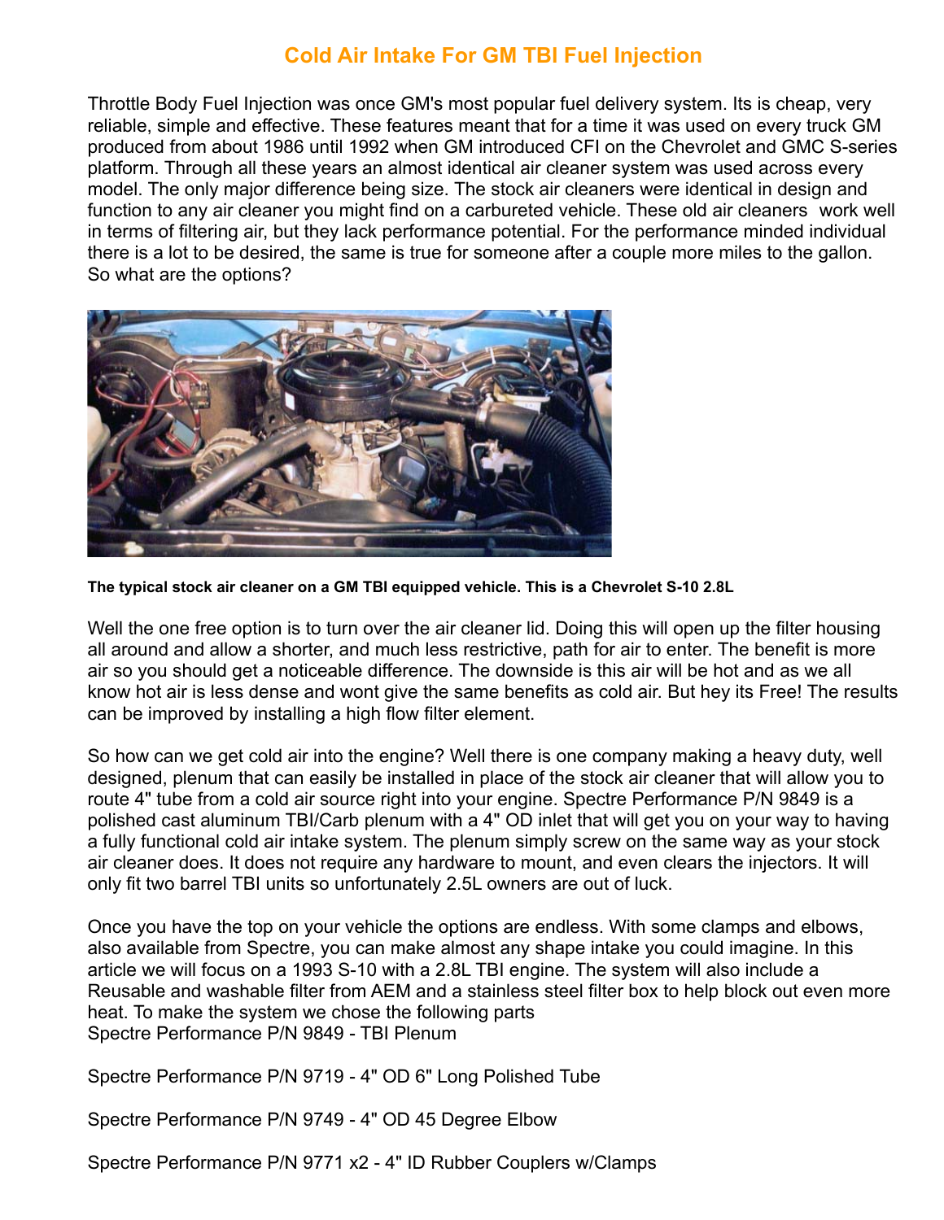# Cold Air Intake For GM TBI Fuel Injection

Throttle Body Fuel Injection was once GM's most popular fuel delivery system. Its is cheap, very reliable, simple and effective. These features meant that for a time it was used on every truck GM produced from about 1986 until 1992 when GM introduced CFI on the Chevrolet and GMC S-series platform. Through all these years an almost identical air cleaner system was used across every model. The only major difference being size. The stock air cleaners were identical in design and function to any air cleaner you might find on a carbureted vehicle. These old air cleaners work well in terms of filtering air, but they lack performance potential. For the performance minded individual there is a lot to be desired, the same is true for someone after a couple more miles to the gallon. So what are the options?

**The typical stock air cleaner on a GM TBI equipped vehicle. This is a Chevrolet S-10 2.8L**

Well the one free option is to turn over the air cleaner lid. Doing this will open up the filter housing all around and allow a shorter, and much less restrictive, path for air to enter. The benefit is more air so you should get a noticeable difference. The downside is this air will be hot and as we all know hot air is less dense and wont give the same benefits as cold air. But hey its Free! The results can be improved by installing a high flow filter element.

So how can we get cold air into the engine? Well there is one company making a heavy duty, well designed, plenum that can easily be installed in place of the stock air cleaner that will allow you to route 4" tube from a cold air source right into your engine. Spectre Performance P/N 9849 is a polished cast aluminum TBI/Carb plenum with a 4" OD inlet that will get you on your way to having a fully functional cold air intake system. The plenum simply screw on the same way as your stock air cleaner does. It does not require any hardware to mount, and even clears the injectors. It will only fit two barrel TBI units so unfortunately 2.5L owners are out of luck.

Once you have the top on your vehicle the options are endless. With some clamps and elbows, also available from Spectre, you can make almost any shape intake you could imagine. In this article we will focus on a 1993 S-10 with a 2.8L TBI engine. The system will also include a Reusable and washable filter from AEM and a stainless steel filter box to help block out even more heat. To make the system we chose the following parts

Spectre Performance P/N 9849 - TBI Plenum

Spectre Performance P/N 9719 - 4" OD 6" Long Polished Tube

Spectre Performance P/N 9749 - 4" OD 45 Degree Elbow

Spectre Performance P/N 9771 x2 - 4" ID Rubber Couplers w/Clamps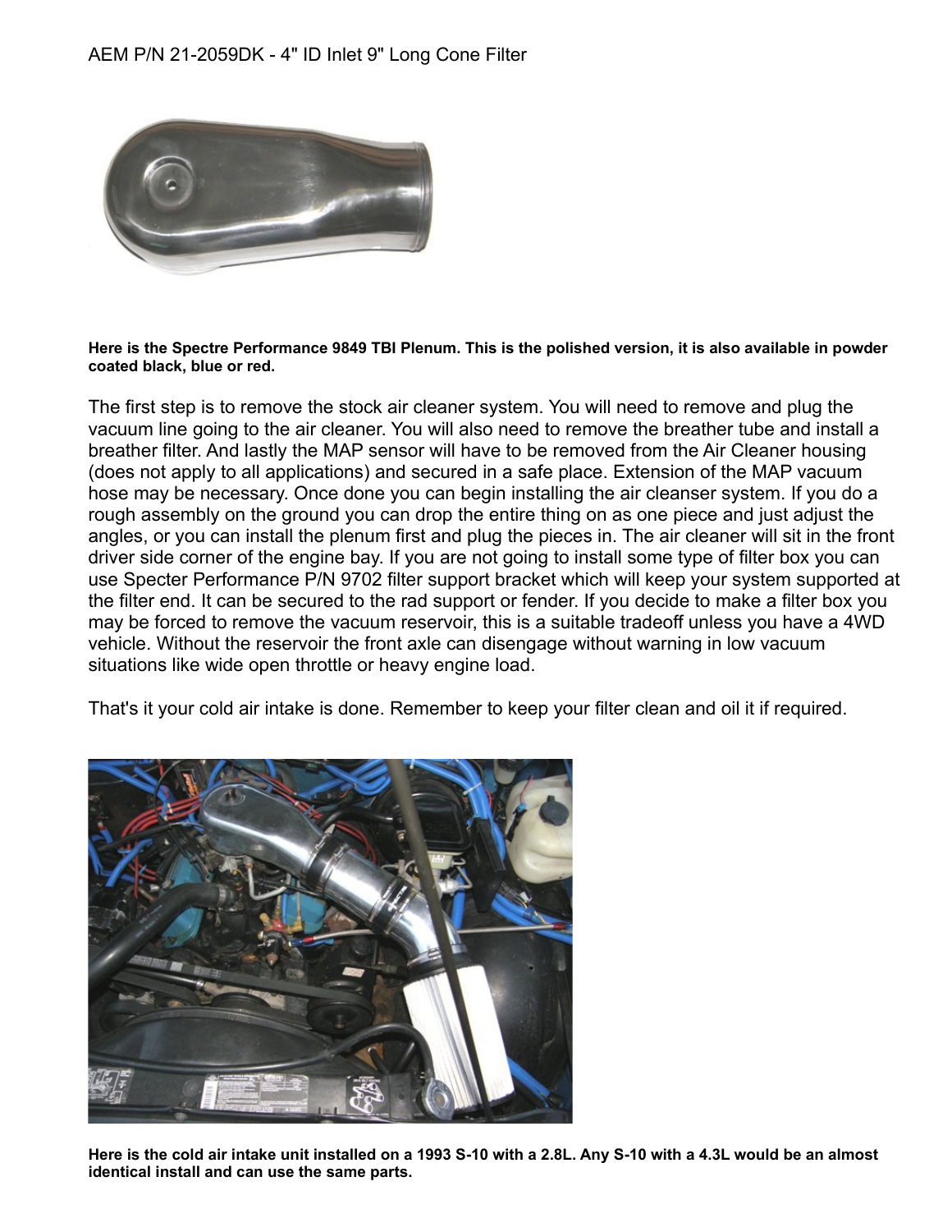AEM P/N 21-2059DK - 4" ID Inlet 9" Long Cone Filter

**Here is the Spectre Performance 9849 TBI Plenum. This is the polished version, it is also available in powder coated black, blue or red.**

The first step is to remove the stock air cleaner system. You will need to remove and plug the vacuum line going to the air cleaner. You will also need to remove the breather tube and install a breather filter. And lastly the MAP sensor will have to be removed from the Air Cleaner housing (does not apply to all applications) and secured in a safe place. Extension of the MAP vacuum hose may be necessary. Once done you can begin installing the air cleanser system. If you do a rough assembly on the ground you can drop the entire thing on as one piece and just adjust the angles, or you can install the plenum first and plug the pieces in. The air cleaner will sit in the front driver side corner of the engine bay. If you are not going to install some type of filter box you can use Specter Performance P/N 9702 filter support bracket which will keep your system supported at the filter end. It can be secured to the rad support or fender. If you decide to make a filter box you may be forced to remove the vacuum reservoir, this is a suitable tradeoff unless you have a 4WD vehicle. Without the reservoir the front axle can disengage without warning in low vacuum situations like wide open throttle or heavy engine load.

That's it your cold air intake is done. Remember to keep your filter clean and oil it if required.

**Here is the cold air intake unit installed on a 1993 S-10 with a 2.8L. Any S-10 with a 4.3L would be an almost identical install and can use the same parts.**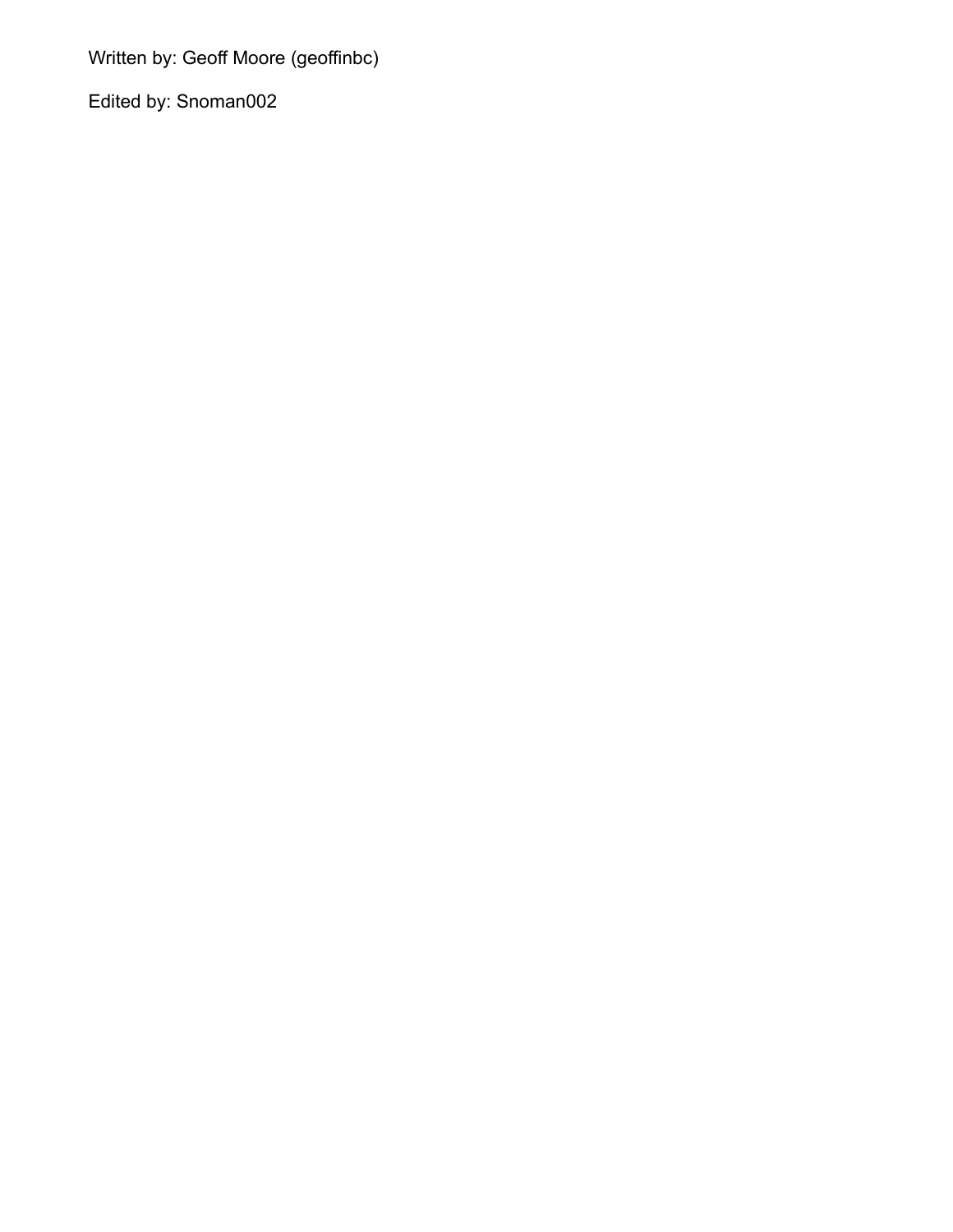Written by: Geoff Moore (geoffinbc)

Edited by: Snoman002